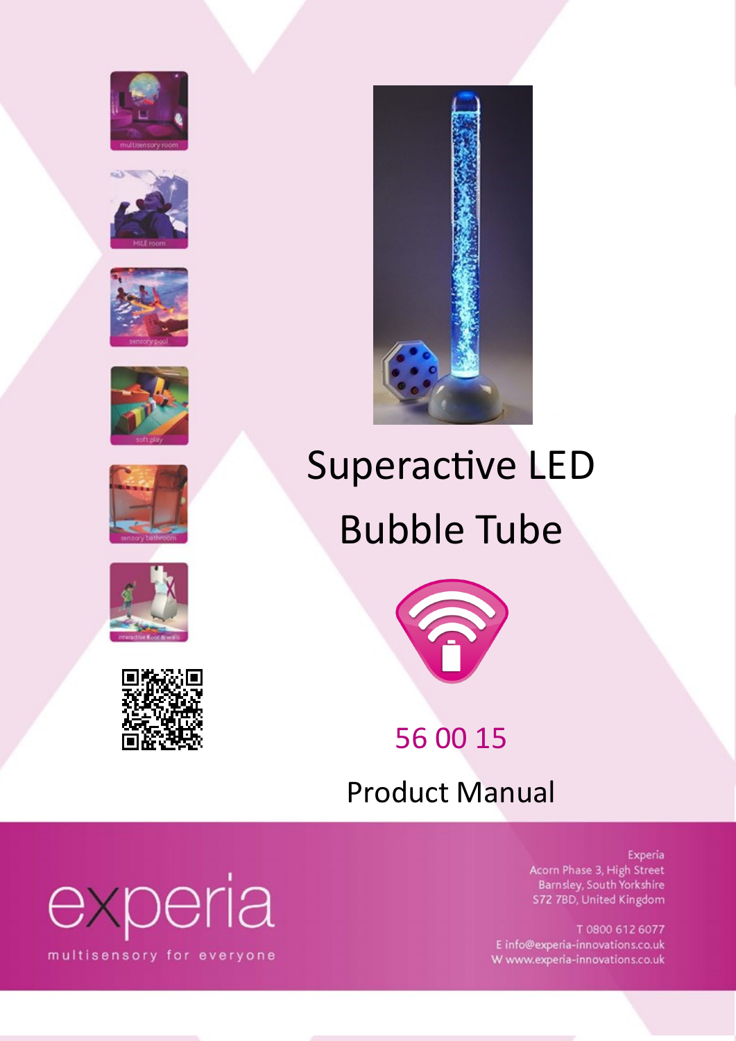# Superactive LED Bubble Tube

56 00 15

Product Manual

experia

multisensory for everyone

Experia
Acorn Phase 3, High Street
Barnsley, South Yorkshire
S72 7BD, United Kingdom

T 0800 612 6077
E info@experia-innovations.co.uk
W www.experia-innovations.co.uk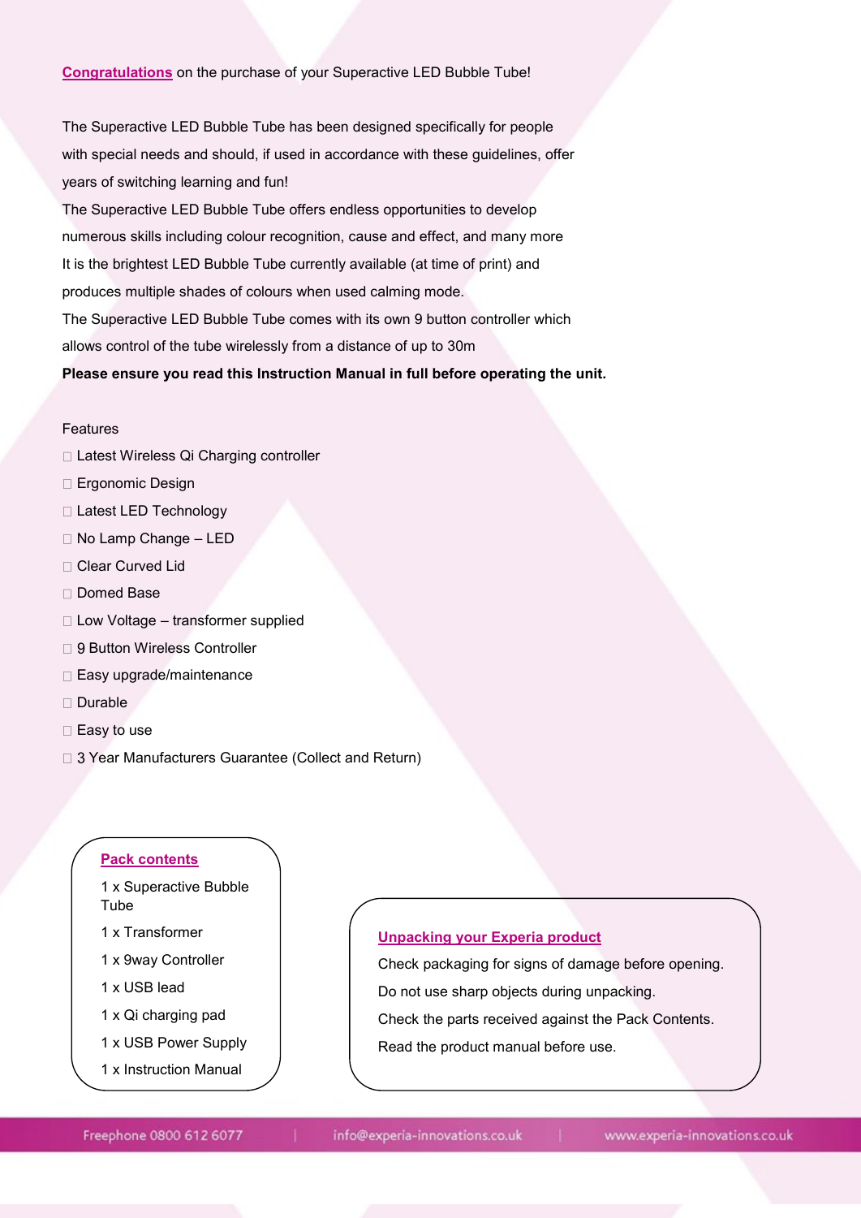**Congratulations** on the purchase of your Superactive LED Bubble Tube!

The Superactive LED Bubble Tube has been designed specifically for people with special needs and should, if used in accordance with these guidelines, offer years of switching learning and fun!

The Superactive LED Bubble Tube offers endless opportunities to develop numerous skills including colour recognition, cause and effect, and many more

It is the brightest LED Bubble Tube currently available (at time of print) and produces multiple shades of colours when used calming mode.

The Superactive LED Bubble Tube comes with its own 9 button controller which allows control of the tube wirelessly from a distance of up to 30m

**Please ensure you read this Instruction Manual in full before operating the unit.**

Features

- Latest Wireless Qi Charging controller
- Ergonomic Design
- Latest LED Technology
- No Lamp Change – LED
- Clear Curved Lid
- Domed Base
- Low Voltage – transformer supplied
- 9 Button Wireless Controller
- Easy upgrade/maintenance
- Durable
- Easy to use
- 3 Year Manufacturers Guarantee (Collect and Return)

**Pack contents**

1 x Superactive Bubble Tube

1 x Transformer

1 x 9way Controller

1 x USB lead

1 x Qi charging pad

1 x USB Power Supply

1 x Instruction Manual

**Unpacking your Experia product**

Check packaging for signs of damage before opening.

Do not use sharp objects during unpacking.

Check the parts received against the Pack Contents.

Read the product manual before use.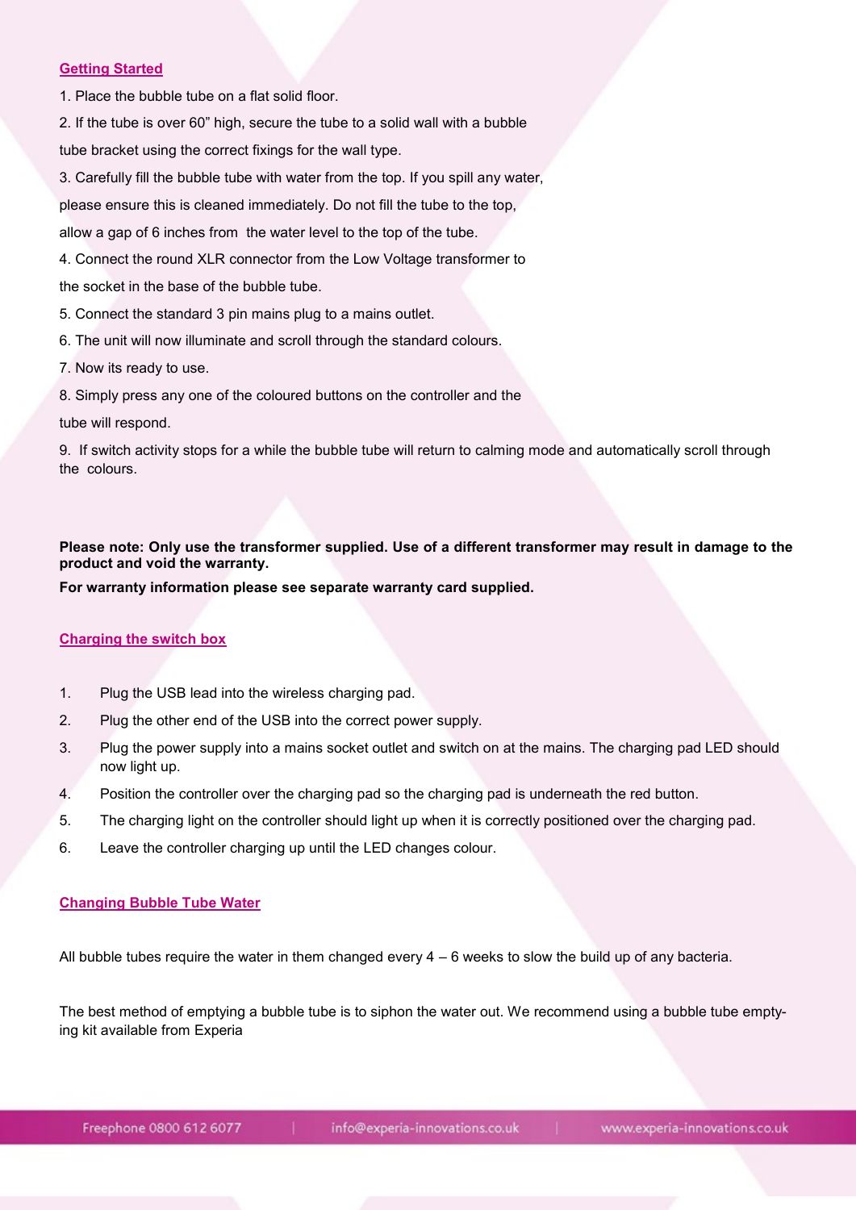## Getting Started

1. Place the bubble tube on a flat solid floor.
2. If the tube is over 60” high, secure the tube to a solid wall with a bubble tube bracket using the correct fixings for the wall type.
3. Carefully fill the bubble tube with water from the top. If you spill any water, please ensure this is cleaned immediately. Do not fill the tube to the top, allow a gap of 6 inches from the water level to the top of the tube.
4. Connect the round XLR connector from the Low Voltage transformer to the socket in the base of the bubble tube.
5. Connect the standard 3 pin mains plug to a mains outlet.
6. The unit will now illuminate and scroll through the standard colours.
7. Now its ready to use.
8. Simply press any one of the coloured buttons on the controller and the tube will respond.
9. If switch activity stops for a while the bubble tube will return to calming mode and automatically scroll through the colours.

**Please note: Only use the transformer supplied. Use of a different transformer may result in damage to the product and void the warranty.**

**For warranty information please see separate warranty card supplied.**

## Charging the switch box

1. Plug the USB lead into the wireless charging pad.
2. Plug the other end of the USB into the correct power supply.
3. Plug the power supply into a mains socket outlet and switch on at the mains. The charging pad LED should now light up.
4. Position the controller over the charging pad so the charging pad is underneath the red button.
5. The charging light on the controller should light up when it is correctly positioned over the charging pad.
6. Leave the controller charging up until the LED changes colour.

## Changing Bubble Tube Water

All bubble tubes require the water in them changed every 4 – 6 weeks to slow the build up of any bacteria.

The best method of emptying a bubble tube is to siphon the water out. We recommend using a bubble tube emptying kit available from Experia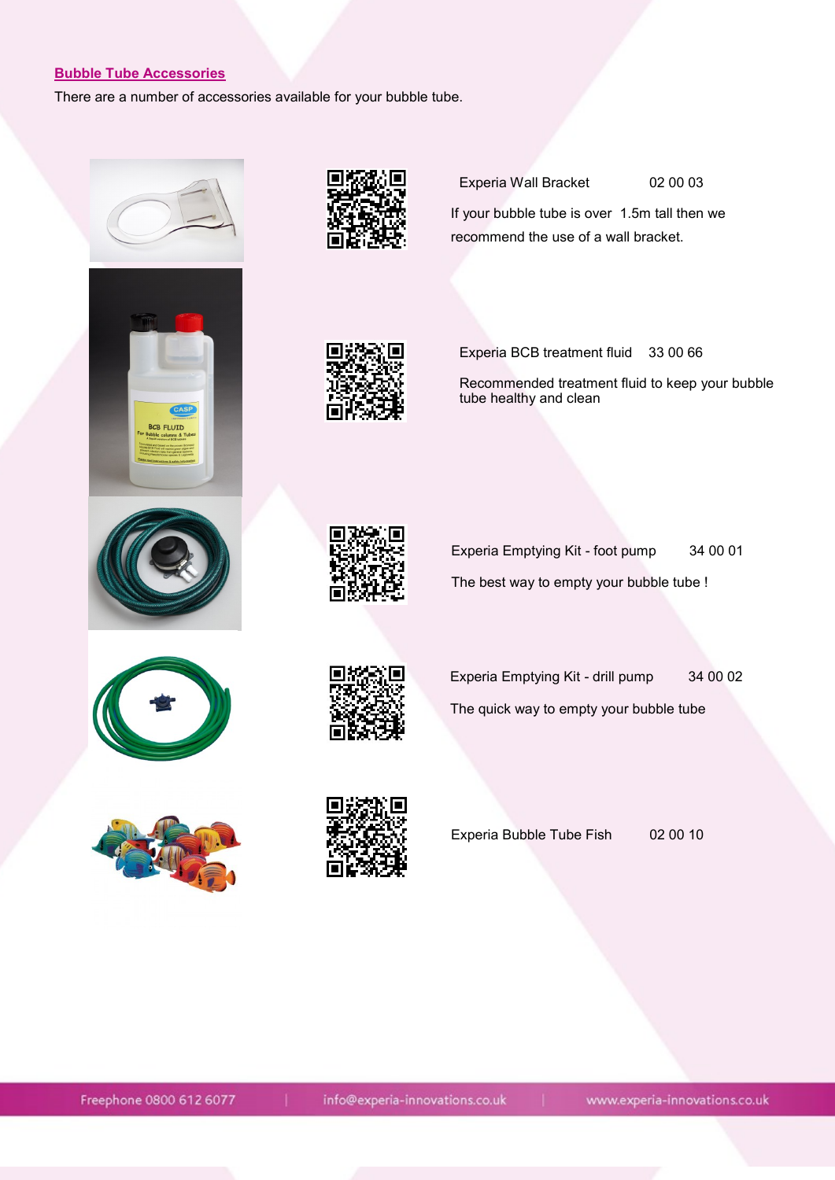## Bubble Tube Accessories

There are a number of accessories available for your bubble tube.

**Experia Wall Bracket** 02 00 03

If your bubble tube is over 1.5m tall then we recommend the use of a wall bracket.

**Experia BCB treatment fluid** 33 00 66

Recommended treatment fluid to keep your bubble tube healthy and clean

**Experia Emptying Kit - foot pump** 34 00 01

The best way to empty your bubble tube !

**Experia Emptying Kit - drill pump** 34 00 02

The quick way to empty your bubble tube

**Experia Bubble Tube Fish** 02 00 10

Freephone 0800 612 6077 | info@experia-innovations.co.uk | www.experia-innovations.co.uk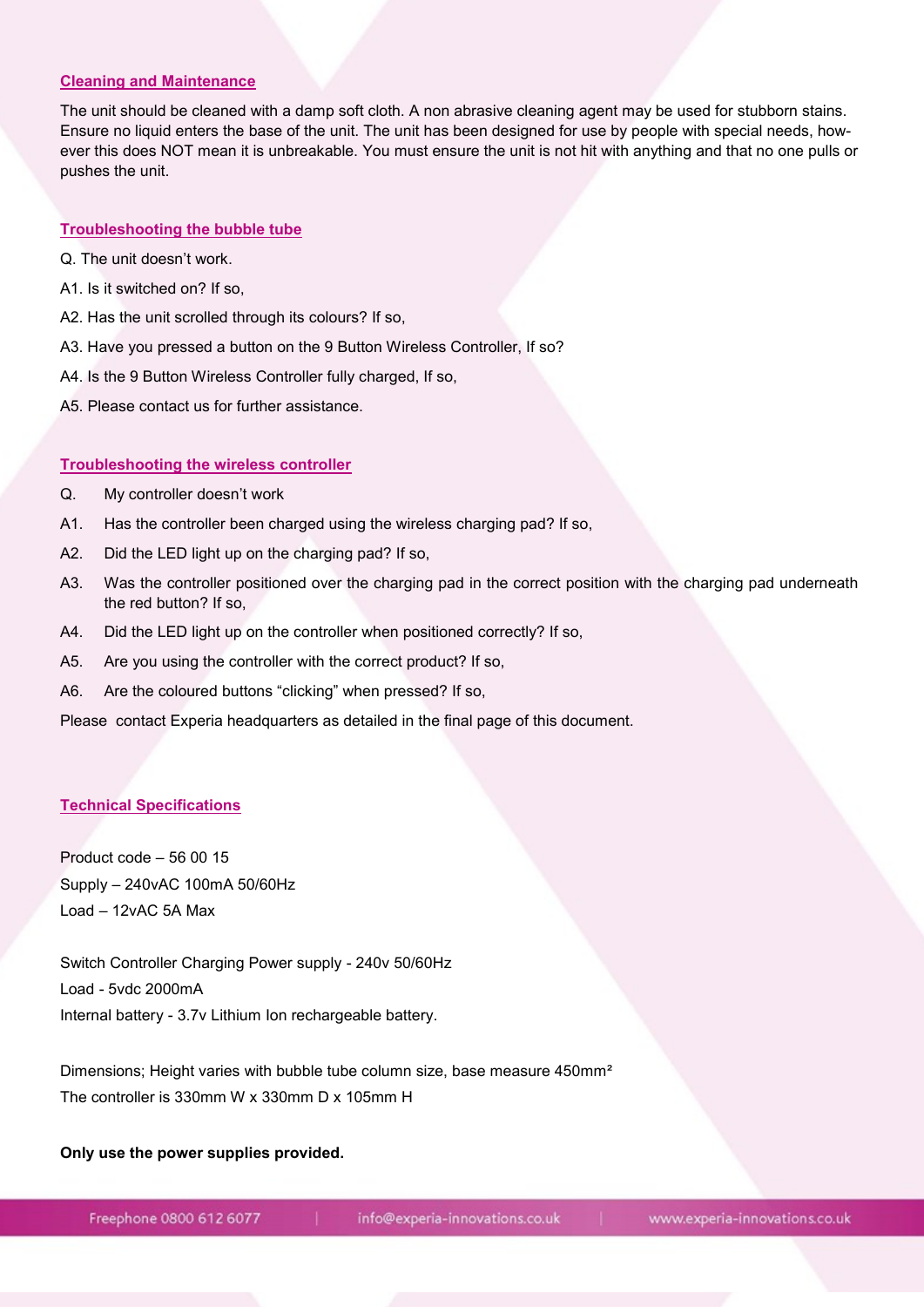## Cleaning and Maintenance

The unit should be cleaned with a damp soft cloth. A non abrasive cleaning agent may be used for stubborn stains. Ensure no liquid enters the base of the unit. The unit has been designed for use by people with special needs, however this does NOT mean it is unbreakable. You must ensure the unit is not hit with anything and that no one pulls or pushes the unit.

## Troubleshooting the bubble tube

Q. The unit doesn't work.

A1. Is it switched on? If so,

A2. Has the unit scrolled through its colours? If so,

A3. Have you pressed a button on the 9 Button Wireless Controller, If so?

A4. Is the 9 Button Wireless Controller fully charged, If so,

A5. Please contact us for further assistance.

## Troubleshooting the wireless controller

Q. My controller doesn't work

A1. Has the controller been charged using the wireless charging pad? If so,

A2. Did the LED light up on the charging pad? If so,

A3. Was the controller positioned over the charging pad in the correct position with the charging pad underneath the red button? If so,

A4. Did the LED light up on the controller when positioned correctly? If so,

A5. Are you using the controller with the correct product? If so,

A6. Are the coloured buttons "clicking" when pressed? If so,

Please contact Experia headquarters as detailed in the final page of this document.

## Technical Specifications

Product code – 56 00 15

Supply – 240vAC 100mA 50/60Hz

Load – 12vAC 5A Max

Switch Controller Charging Power supply - 240v 50/60Hz

Load - 5vdc 2000mA

Internal battery - 3.7v Lithium Ion rechargeable battery.

Dimensions; Height varies with bubble tube column size, base measure 450mm²

The controller is 330mm W x 330mm D x 105mm H

**Only use the power supplies provided.**

Freephone 0800 612 6077 | info@experia-innovations.co.uk | www.experia-innovations.co.uk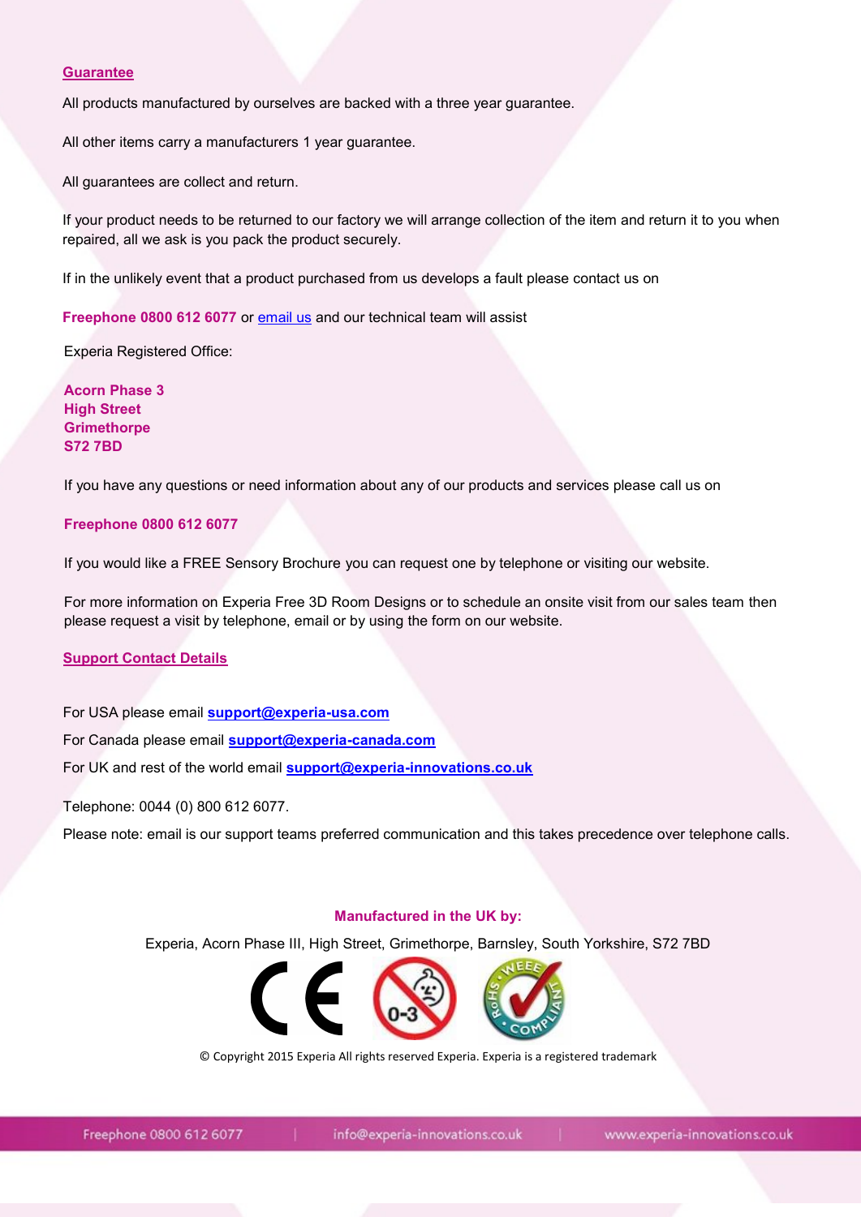## Guarantee

All products manufactured by ourselves are backed with a three year guarantee.

All other items carry a manufacturers 1 year guarantee.

All guarantees are collect and return.

If your product needs to be returned to our factory we will arrange collection of the item and return it to you when repaired, all we ask is you pack the product securely.

If in the unlikely event that a product purchased from us develops a fault please contact us on

**Freephone 0800 612 6077** or email us and our technical team will assist

Experia Registered Office:

**Acorn Phase 3**
**High Street**
**Grimethorpe**
**S72 7BD**

If you have any questions or need information about any of our products and services please call us on

**Freephone 0800 612 6077**

If you would like a FREE Sensory Brochure you can request one by telephone or visiting our website.

For more information on Experia Free 3D Room Designs or to schedule an onsite visit from our sales team then please request a visit by telephone, email or by using the form on our website.

## Support Contact Details

For USA please email **support@experia-usa.com**

For Canada please email **support@experia-canada.com**

For UK and rest of the world email **support@experia-innovations.co.uk**

Telephone: 0044 (0) 800 612 6077.

Please note: email is our support teams preferred communication and this takes precedence over telephone calls.

**Manufactured in the UK by:**

Experia, Acorn Phase III, High Street, Grimethorpe, Barnsley, South Yorkshire, S72 7BD

© Copyright 2015 Experia All rights reserved Experia. Experia is a registered trademark

Freephone 0800 612 6077 | info@experia-innovations.co.uk | www.experia-innovations.co.uk